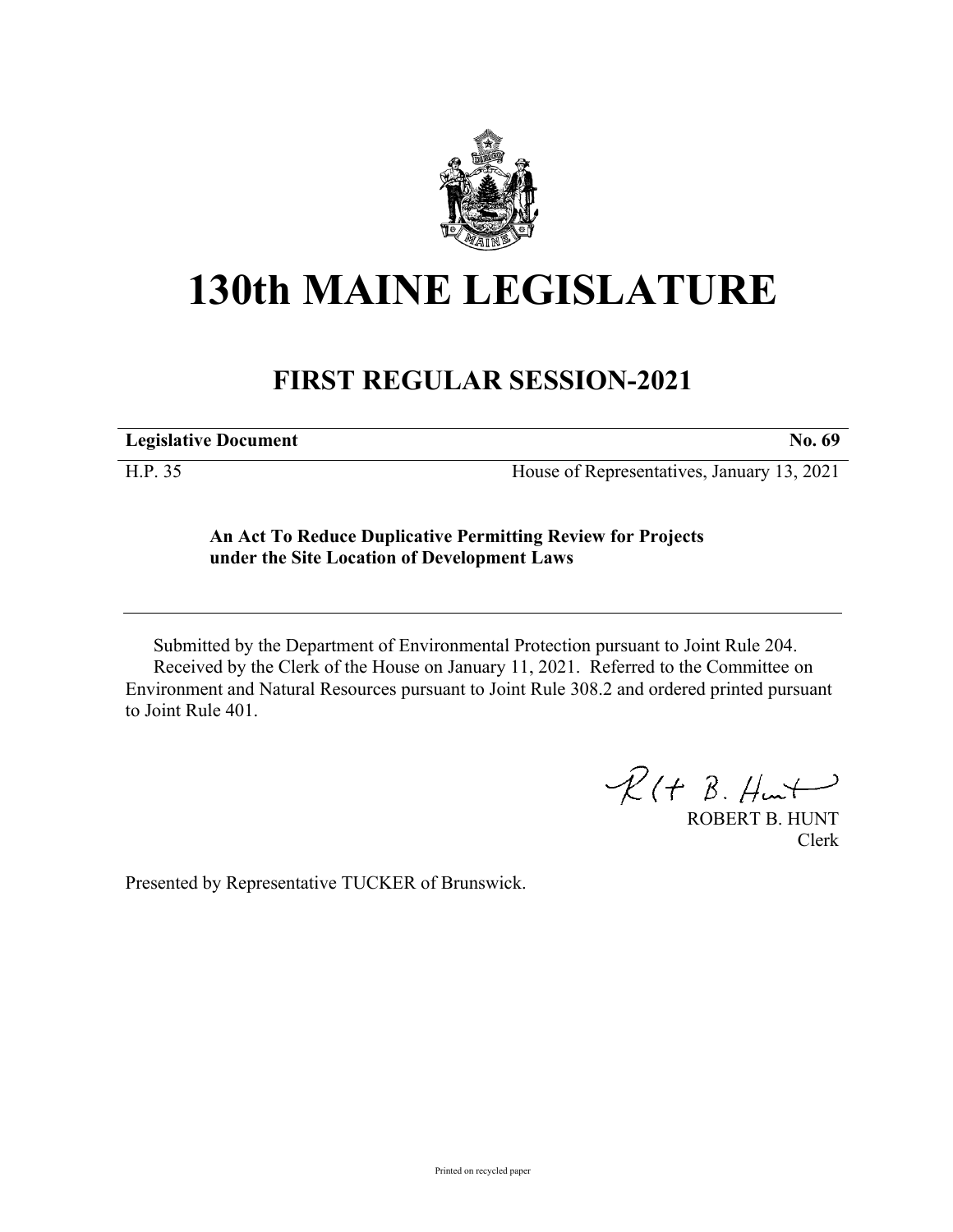# 130th MAINE LEGISLATURE

## FIRST REGULAR SESSION-2021

| **Legislative Document** | **No. 69** |
|---|---|
| H.P. 35 | House of Representatives, January 13, 2021 |

**An Act To Reduce Duplicative Permitting Review for Projects under the Site Location of Development Laws**

Submitted by the Department of Environmental Protection pursuant to Joint Rule 204.
Received by the Clerk of the House on January 11, 2021. Referred to the Committee on Environment and Natural Resources pursuant to Joint Rule 308.2 and ordered printed pursuant to Joint Rule 401.

ROBERT B. HUNT
Clerk

Presented by Representative TUCKER of Brunswick.

Printed on recycled paper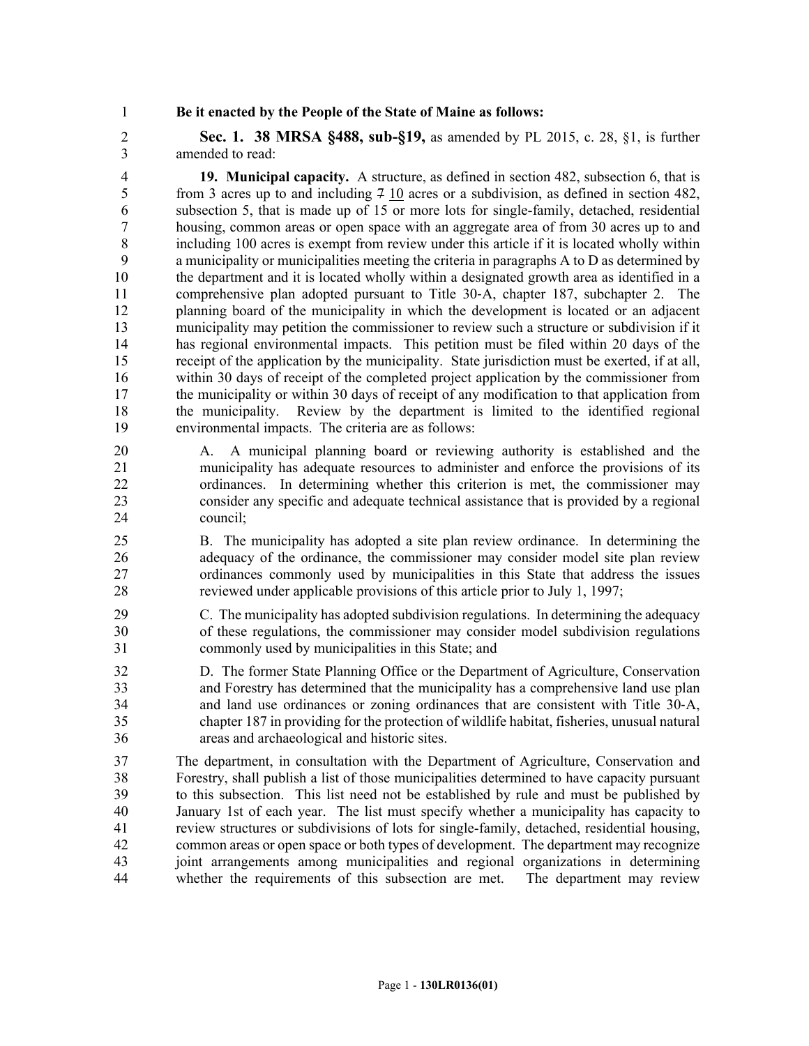**Be it enacted by the People of the State of Maine as follows:**

**Sec. 1. 38 MRSA §488, sub-§19,** as amended by PL 2015, c. 28, §1, is further amended to read:

**19. Municipal capacity.** A structure, as defined in section 482, subsection 6, that is from 3 acres up to and including ~~7~~ 10 acres or a subdivision, as defined in section 482, subsection 5, that is made up of 15 or more lots for single-family, detached, residential housing, common areas or open space with an aggregate area of from 30 acres up to and including 100 acres is exempt from review under this article if it is located wholly within a municipality or municipalities meeting the criteria in paragraphs A to D as determined by the department and it is located wholly within a designated growth area as identified in a comprehensive plan adopted pursuant to Title 30-A, chapter 187, subchapter 2. The planning board of the municipality in which the development is located or an adjacent municipality may petition the commissioner to review such a structure or subdivision if it has regional environmental impacts. This petition must be filed within 20 days of the receipt of the application by the municipality. State jurisdiction must be exerted, if at all, within 30 days of receipt of the completed project application by the commissioner from the municipality or within 30 days of receipt of any modification to that application from the municipality. Review by the department is limited to the identified regional environmental impacts. The criteria are as follows:

A. A municipal planning board or reviewing authority is established and the municipality has adequate resources to administer and enforce the provisions of its ordinances. In determining whether this criterion is met, the commissioner may consider any specific and adequate technical assistance that is provided by a regional council;

B. The municipality has adopted a site plan review ordinance. In determining the adequacy of the ordinance, the commissioner may consider model site plan review ordinances commonly used by municipalities in this State that address the issues reviewed under applicable provisions of this article prior to July 1, 1997;

C. The municipality has adopted subdivision regulations. In determining the adequacy of these regulations, the commissioner may consider model subdivision regulations commonly used by municipalities in this State; and

D. The former State Planning Office or the Department of Agriculture, Conservation and Forestry has determined that the municipality has a comprehensive land use plan and land use ordinances or zoning ordinances that are consistent with Title 30-A, chapter 187 in providing for the protection of wildlife habitat, fisheries, unusual natural areas and archaeological and historic sites.

The department, in consultation with the Department of Agriculture, Conservation and Forestry, shall publish a list of those municipalities determined to have capacity pursuant to this subsection. This list need not be established by rule and must be published by January 1st of each year. The list must specify whether a municipality has capacity to review structures or subdivisions of lots for single-family, detached, residential housing, common areas or open space or both types of development. The department may recognize joint arrangements among municipalities and regional organizations in determining whether the requirements of this subsection are met. The department may review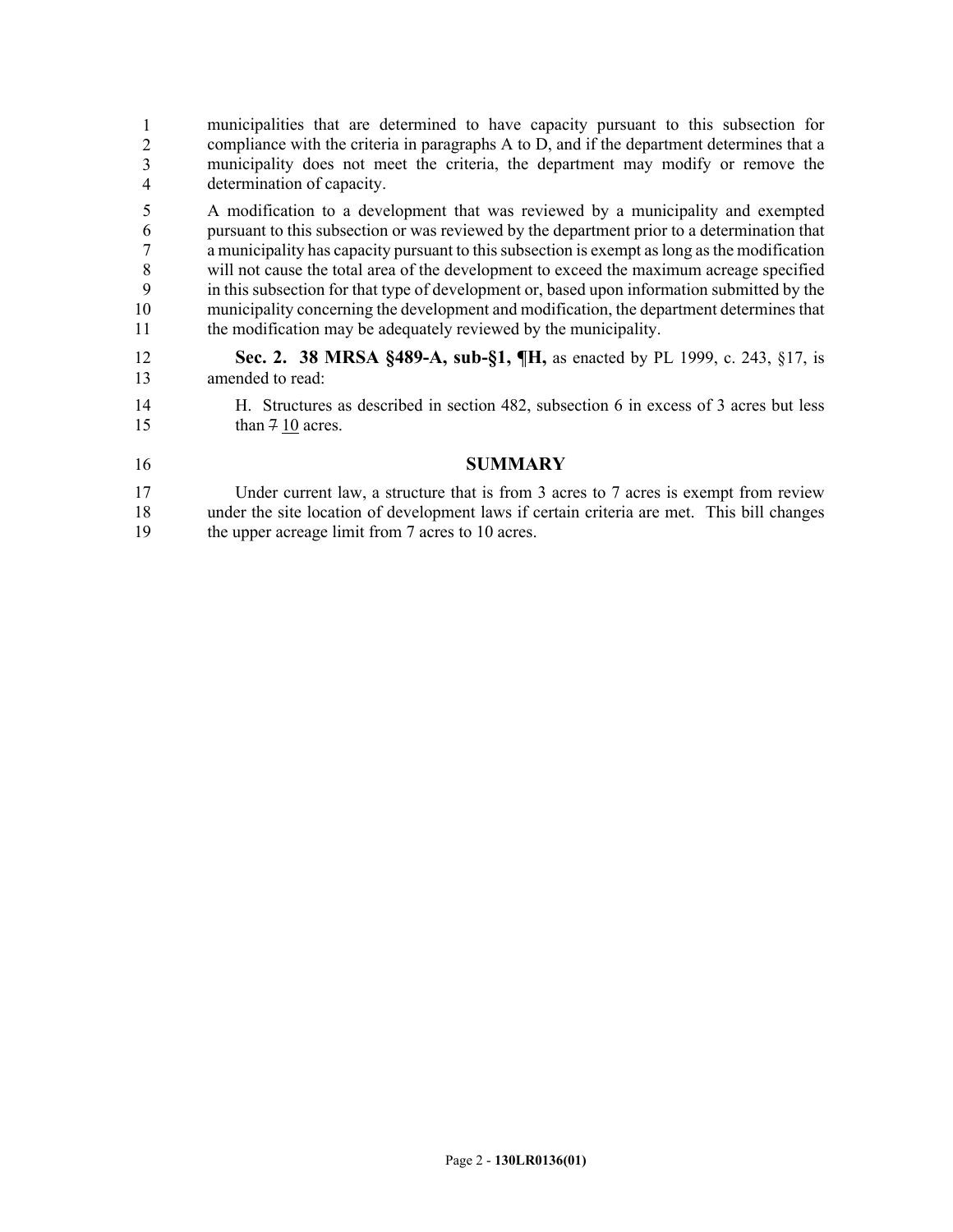municipalities that are determined to have capacity pursuant to this subsection for compliance with the criteria in paragraphs A to D, and if the department determines that a municipality does not meet the criteria, the department may modify or remove the determination of capacity.

A modification to a development that was reviewed by a municipality and exempted pursuant to this subsection or was reviewed by the department prior to a determination that a municipality has capacity pursuant to this subsection is exempt as long as the modification will not cause the total area of the development to exceed the maximum acreage specified in this subsection for that type of development or, based upon information submitted by the municipality concerning the development and modification, the department determines that the modification may be adequately reviewed by the municipality.

**Sec. 2. 38 MRSA §489-A, sub-§1, ¶H,** as enacted by PL 1999, c. 243, §17, is amended to read:

H. Structures as described in section 482, subsection 6 in excess of 3 acres but less than ~~7~~ 10 acres.

## SUMMARY

Under current law, a structure that is from 3 acres to 7 acres is exempt from review under the site location of development laws if certain criteria are met. This bill changes the upper acreage limit from 7 acres to 10 acres.